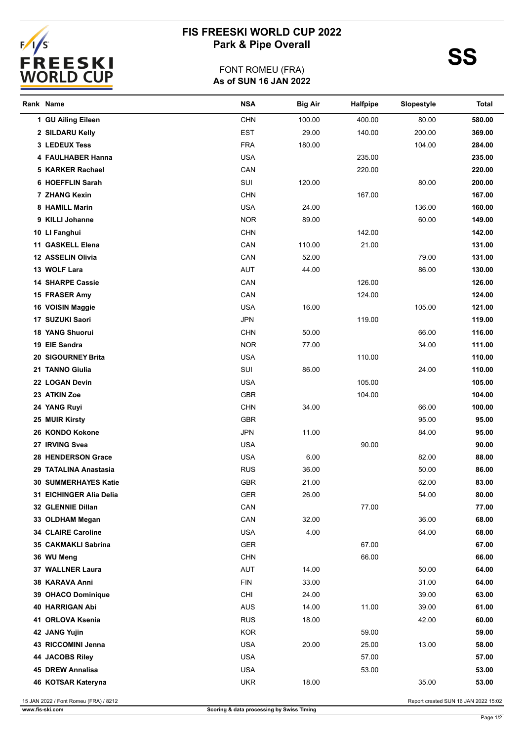# FIS FREESKI WORLD CUP 2022
## Park & Pipe Overall

**SS**

FONT ROMEU (FRA)
**As of SUN 16 JAN 2022**

| Rank | Name | NSA | Big Air | Halfpipe | Slopestyle | Total |
|---|---|---|---|---|---|---|
| 1 | GU Ailing Eileen | CHN | 100.00 | 400.00 | 80.00 | 580.00 |
| 2 | SILDARU Kelly | EST | 29.00 | 140.00 | 200.00 | 369.00 |
| 3 | LEDEUX Tess | FRA | 180.00 | | 104.00 | 284.00 |
| 4 | FAULHABER Hanna | USA | | 235.00 | | 235.00 |
| 5 | KARKER Rachael | CAN | | 220.00 | | 220.00 |
| 6 | HOEFFLIN Sarah | SUI | 120.00 | | 80.00 | 200.00 |
| 7 | ZHANG Kexin | CHN | | 167.00 | | 167.00 |
| 8 | HAMILL Marin | USA | 24.00 | | 136.00 | 160.00 |
| 9 | KILLI Johanne | NOR | 89.00 | | 60.00 | 149.00 |
| 10 | LI Fanghui | CHN | | 142.00 | | 142.00 |
| 11 | GASKELL Elena | CAN | 110.00 | 21.00 | | 131.00 |
| 12 | ASSELIN Olivia | CAN | 52.00 | | 79.00 | 131.00 |
| 13 | WOLF Lara | AUT | 44.00 | | 86.00 | 130.00 |
| 14 | SHARPE Cassie | CAN | | 126.00 | | 126.00 |
| 15 | FRASER Amy | CAN | | 124.00 | | 124.00 |
| 16 | VOISIN Maggie | USA | 16.00 | | 105.00 | 121.00 |
| 17 | SUZUKI Saori | JPN | | 119.00 | | 119.00 |
| 18 | YANG Shuorui | CHN | 50.00 | | 66.00 | 116.00 |
| 19 | EIE Sandra | NOR | 77.00 | | 34.00 | 111.00 |
| 20 | SIGOURNEY Brita | USA | | 110.00 | | 110.00 |
| 21 | TANNO Giulia | SUI | 86.00 | | 24.00 | 110.00 |
| 22 | LOGAN Devin | USA | | 105.00 | | 105.00 |
| 23 | ATKIN Zoe | GBR | | 104.00 | | 104.00 |
| 24 | YANG Ruyi | CHN | 34.00 | | 66.00 | 100.00 |
| 25 | MUIR Kirsty | GBR | | | 95.00 | 95.00 |
| 26 | KONDO Kokone | JPN | 11.00 | | 84.00 | 95.00 |
| 27 | IRVING Svea | USA | | 90.00 | | 90.00 |
| 28 | HENDERSON Grace | USA | 6.00 | | 82.00 | 88.00 |
| 29 | TATALINA Anastasia | RUS | 36.00 | | 50.00 | 86.00 |
| 30 | SUMMERHAYES Katie | GBR | 21.00 | | 62.00 | 83.00 |
| 31 | EICHINGER Alia Delia | GER | 26.00 | | 54.00 | 80.00 |
| 32 | GLENNIE Dillan | CAN | | 77.00 | | 77.00 |
| 33 | OLDHAM Megan | CAN | 32.00 | | 36.00 | 68.00 |
| 34 | CLAIRE Caroline | USA | 4.00 | | 64.00 | 68.00 |
| 35 | CAKMAKLI Sabrina | GER | | 67.00 | | 67.00 |
| 36 | WU Meng | CHN | | 66.00 | | 66.00 |
| 37 | WALLNER Laura | AUT | 14.00 | | 50.00 | 64.00 |
| 38 | KARAVA Anni | FIN | 33.00 | | 31.00 | 64.00 |
| 39 | OHACO Dominique | CHI | 24.00 | | 39.00 | 63.00 |
| 40 | HARRIGAN Abi | AUS | 14.00 | 11.00 | 39.00 | 61.00 |
| 41 | ORLOVA Ksenia | RUS | 18.00 | | 42.00 | 60.00 |
| 42 | JANG Yujin | KOR | | 59.00 | | 59.00 |
| 43 | RICCOMINI Jenna | USA | 20.00 | 25.00 | 13.00 | 58.00 |
| 44 | JACOBS Riley | USA | | 57.00 | | 57.00 |
| 45 | DREW Annalisa | USA | | 53.00 | | 53.00 |
| 46 | KOTSAR Kateryna | UKR | 18.00 | | 35.00 | 53.00 |

15 JAN 2022 / Font Romeu (FRA) / 8212

Report created SUN 16 JAN 2022 15:02

www.fis-ski.com

Scoring & data processing by Swiss Timing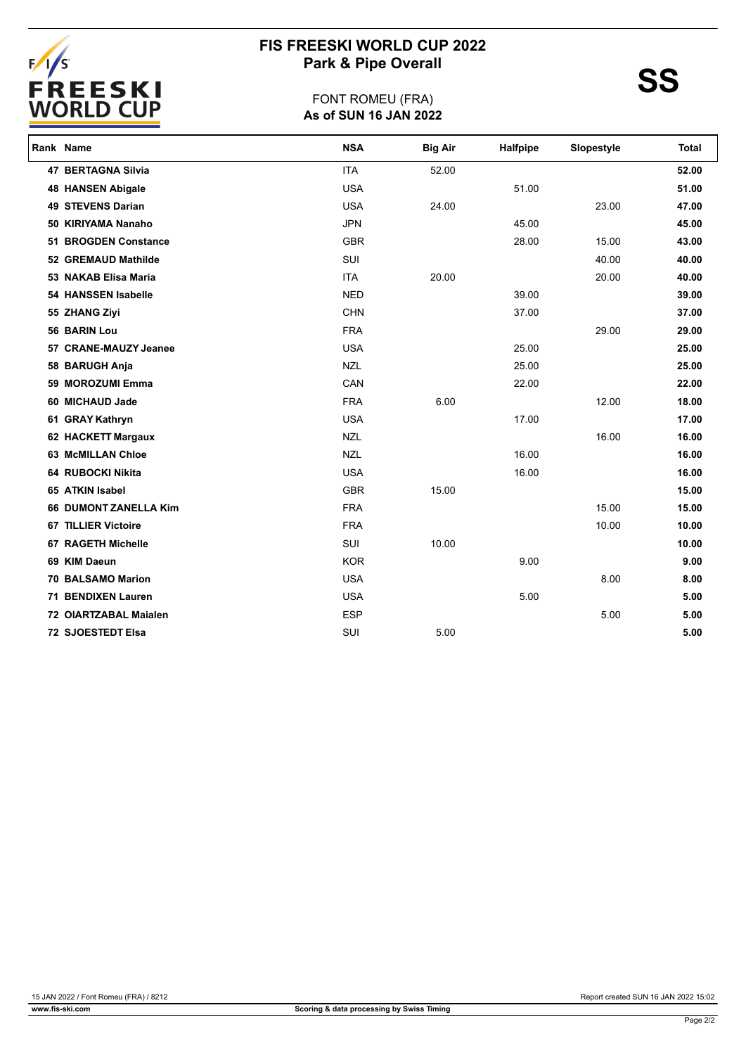# FIS FREESKI WORLD CUP 2022
## Park & Pipe Overall

**SS**

FONT ROMEU (FRA)
**As of SUN 16 JAN 2022**

| Rank | Name | NSA | Big Air | Halfpipe | Slopestyle | Total |
|---|---|---|---|---|---|---|
| 47 | BERTAGNA Silvia | ITA | 52.00 | | | 52.00 |
| 48 | HANSEN Abigale | USA | | 51.00 | | 51.00 |
| 49 | STEVENS Darian | USA | 24.00 | | 23.00 | 47.00 |
| 50 | KIRIYAMA Nanaho | JPN | | 45.00 | | 45.00 |
| 51 | BROGDEN Constance | GBR | | 28.00 | 15.00 | 43.00 |
| 52 | GREMAUD Mathilde | SUI | | | 40.00 | 40.00 |
| 53 | NAKAB Elisa Maria | ITA | 20.00 | | 20.00 | 40.00 |
| 54 | HANSSEN Isabelle | NED | | 39.00 | | 39.00 |
| 55 | ZHANG Ziyi | CHN | | 37.00 | | 37.00 |
| 56 | BARIN Lou | FRA | | | 29.00 | 29.00 |
| 57 | CRANE-MAUZY Jeanee | USA | | 25.00 | | 25.00 |
| 58 | BARUGH Anja | NZL | | 25.00 | | 25.00 |
| 59 | MOROZUMI Emma | CAN | | 22.00 | | 22.00 |
| 60 | MICHAUD Jade | FRA | 6.00 | | 12.00 | 18.00 |
| 61 | GRAY Kathryn | USA | | 17.00 | | 17.00 |
| 62 | HACKETT Margaux | NZL | | | 16.00 | 16.00 |
| 63 | McMILLAN Chloe | NZL | | 16.00 | | 16.00 |
| 64 | RUBOCKI Nikita | USA | | 16.00 | | 16.00 |
| 65 | ATKIN Isabel | GBR | 15.00 | | | 15.00 |
| 66 | DUMONT ZANELLA Kim | FRA | | | 15.00 | 15.00 |
| 67 | TILLIER Victoire | FRA | | | 10.00 | 10.00 |
| 67 | RAGETH Michelle | SUI | 10.00 | | | 10.00 |
| 69 | KIM Daeun | KOR | | 9.00 | | 9.00 |
| 70 | BALSAMO Marion | USA | | | 8.00 | 8.00 |
| 71 | BENDIXEN Lauren | USA | | 5.00 | | 5.00 |
| 72 | OIARTZABAL Maialen | ESP | | | 5.00 | 5.00 |
| 72 | SJOESTEDT Elsa | SUI | 5.00 | | | 5.00 |

15 JAN 2022 / Font Romeu (FRA) / 8212

Report created SUN 16 JAN 2022 15:02

www.fis-ski.com

Scoring & data processing by Swiss Timing